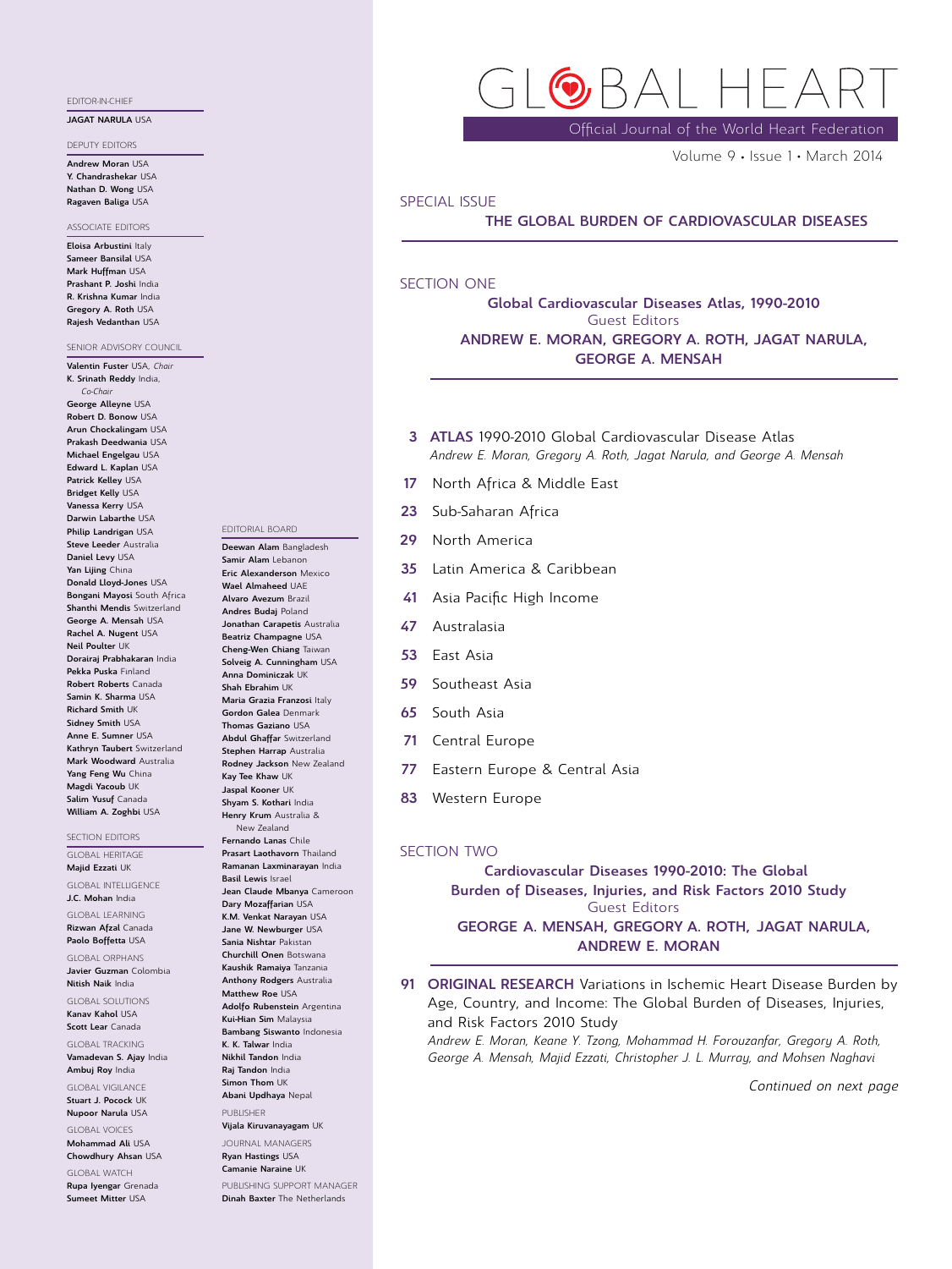# GLOBAL HEART

Official Journal of the World Heart Federation

Volume 9 • Issue 1 • March 2014

EDITOR-IN-CHIEF

**JAGAT NARULA** USA

DEPUTY EDITORS

**Andrew Moran** USA
**Y. Chandrashekar** USA
**Nathan D. Wong** USA
**Ragaven Baliga** USA

ASSOCIATE EDITORS

**Eloisa Arbustini** Italy
**Sameer Bansilal** USA
**Mark Huffman** USA
**Prashant P. Joshi** India
**R. Krishna Kumar** India
**Gregory A. Roth** USA
**Rajesh Vedanthan** USA

SENIOR ADVISORY COUNCIL

**Valentin Fuster** USA, *Chair*
**K. Srinath Reddy** India, *Co-Chair*
**George Alleyne** USA
**Robert D. Bonow** USA
**Arun Chockalingam** USA
**Prakash Deedwania** USA
**Michael Engelgau** USA
**Edward L. Kaplan** USA
**Patrick Kelley** USA
**Bridget Kelly** USA
**Vanessa Kerry** USA
**Darwin Labarthe** USA
**Philip Landrigan** USA
**Steve Leeder** Australia
**Daniel Levy** USA
**Yan Lijing** China
**Donald Lloyd-Jones** USA
**Bongani Mayosi** South Africa
**Shanthi Mendis** Switzerland
**George A. Mensah** USA
**Rachel A. Nugent** USA
**Neil Poulter** UK
**Dorairaj Prabhakaran** India
**Pekka Puska** Finland
**Robert Roberts** Canada
**Samin K. Sharma** USA
**Richard Smith** UK
**Sidney Smith** USA
**Anne E. Sumner** USA
**Kathryn Taubert** Switzerland
**Mark Woodward** Australia
**Yang Feng Wu** China
**Magdi Yacoub** UK
**Salim Yusuf** Canada
**William A. Zoghbi** USA

SECTION EDITORS

GLOBAL HERITAGE
**Majid Ezzati** UK

GLOBAL INTELLIGENCE
**J.C. Mohan** India

GLOBAL LEARNING
**Rizwan Afzal** Canada
**Paolo Boffetta** USA

GLOBAL ORPHANS
**Javier Guzman** Colombia
**Nitish Naik** India

GLOBAL SOLUTIONS
**Kanav Kahol** USA
**Scott Lear** Canada

GLOBAL TRACKING
**Vamadevan S. Ajay** India
**Ambuj Roy** India

GLOBAL VIGILANCE
**Stuart J. Pocock** UK
**Nupoor Narula** USA

GLOBAL VOICES
**Mohammad Ali** USA
**Chowdhury Ahsan** USA

GLOBAL WATCH
**Rupa Iyengar** Grenada
**Sumeet Mitter** USA

EDITORIAL BOARD

**Deewan Alam** Bangladesh
**Samir Alam** Lebanon
**Eric Alexanderson** Mexico
**Wael Almaheed** UAE
**Alvaro Avezum** Brazil
**Andres Budaj** Poland
**Jonathan Carapetis** Australia
**Beatriz Champagne** USA
**Cheng-Wen Chiang** Taiwan
**Solveig A. Cunningham** USA
**Anna Dominiczak** UK
**Shah Ebrahim** UK
**Maria Grazia Franzosi** Italy
**Gordon Galea** Denmark
**Thomas Gaziano** USA
**Abdul Ghaffar** Switzerland
**Stephen Harrap** Australia
**Rodney Jackson** New Zealand
**Kay Tee Khaw** UK
**Jaspal Kooner** UK
**Shyam S. Kothari** India
**Henry Krum** Australia & New Zealand
**Fernando Lanas** Chile
**Prasart Laothavorn** Thailand
**Ramanan Laxminarayan** India
**Basil Lewis** Israel
**Jean Claude Mbanya** Cameroon
**Dary Mozaffarian** USA
**K.M. Venkat Narayan** USA
**Jane W. Newburger** USA
**Sania Nishtar** Pakistan
**Churchill Onen** Botswana
**Kaushik Ramaiya** Tanzania
**Anthony Rodgers** Australia
**Matthew Roe** USA
**Adolfo Rubenstein** Argentina
**Kui-Hian Sim** Malaysia
**Bambang Siswanto** Indonesia
**K. K. Talwar** India
**Nikhil Tandon** India
**Raj Tandon** India
**Simon Thom** UK
**Abani Updhaya** Nepal

PUBLISHER
**Vijala Kiruvanayagam** UK

JOURNAL MANAGERS
**Ryan Hastings** USA
**Camanie Naraine** UK

PUBLISHING SUPPORT MANAGER
**Dinah Baxter** The Netherlands

SPECIAL ISSUE

## THE GLOBAL BURDEN OF CARDIOVASCULAR DISEASES

SECTION ONE

### Global Cardiovascular Diseases Atlas, 1990-2010

Guest Editors

**ANDREW E. MORAN, GREGORY A. ROTH, JAGAT NARULA, GEORGE A. MENSAH**

**3** **ATLAS** 1990-2010 Global Cardiovascular Disease Atlas
*Andrew E. Moran, Gregory A. Roth, Jagat Narula, and George A. Mensah*

**17** North Africa & Middle East

**23** Sub-Saharan Africa

**29** North America

**35** Latin America & Caribbean

**41** Asia Pacific High Income

**47** Australasia

**53** East Asia

**59** Southeast Asia

**65** South Asia

**71** Central Europe

**77** Eastern Europe & Central Asia

**83** Western Europe

SECTION TWO

### Cardiovascular Diseases 1990-2010: The Global Burden of Diseases, Injuries, and Risk Factors 2010 Study

Guest Editors

**GEORGE A. MENSAH, GREGORY A. ROTH, JAGAT NARULA, ANDREW E. MORAN**

**91** **ORIGINAL RESEARCH** Variations in Ischemic Heart Disease Burden by Age, Country, and Income: The Global Burden of Diseases, Injuries, and Risk Factors 2010 Study
*Andrew E. Moran, Keane Y. Tzong, Mohammad H. Forouzanfar, Gregory A. Roth, George A. Mensah, Majid Ezzati, Christopher J. L. Murray, and Mohsen Naghavi*

*Continued on next page*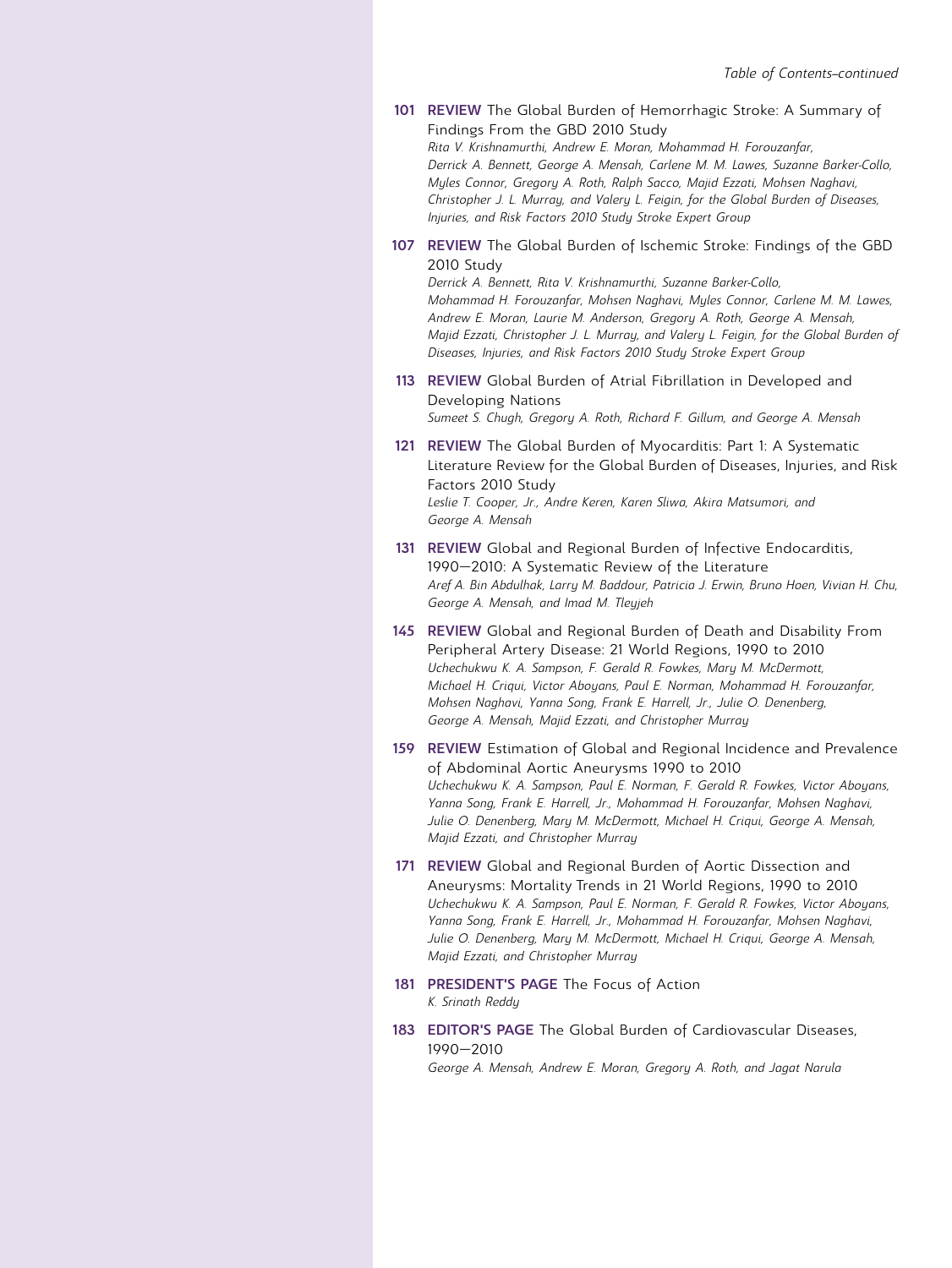*Table of Contents–continued*

**101** **REVIEW** The Global Burden of Hemorrhagic Stroke: A Summary of Findings From the GBD 2010 Study
*Rita V. Krishnamurthi, Andrew E. Moran, Mohammad H. Forouzanfar, Derrick A. Bennett, George A. Mensah, Carlene M. M. Lawes, Suzanne Barker-Collo, Myles Connor, Gregory A. Roth, Ralph Sacco, Majid Ezzati, Mohsen Naghavi, Christopher J. L. Murray, and Valery L. Feigin, for the Global Burden of Diseases, Injuries, and Risk Factors 2010 Study Stroke Expert Group*

**107** **REVIEW** The Global Burden of Ischemic Stroke: Findings of the GBD 2010 Study
*Derrick A. Bennett, Rita V. Krishnamurthi, Suzanne Barker-Collo, Mohammad H. Forouzanfar, Mohsen Naghavi, Myles Connor, Carlene M. M. Lawes, Andrew E. Moran, Laurie M. Anderson, Gregory A. Roth, George A. Mensah, Majid Ezzati, Christopher J. L. Murray, and Valery L. Feigin, for the Global Burden of Diseases, Injuries, and Risk Factors 2010 Study Stroke Expert Group*

**113** **REVIEW** Global Burden of Atrial Fibrillation in Developed and Developing Nations
*Sumeet S. Chugh, Gregory A. Roth, Richard F. Gillum, and George A. Mensah*

**121** **REVIEW** The Global Burden of Myocarditis: Part 1: A Systematic Literature Review for the Global Burden of Diseases, Injuries, and Risk Factors 2010 Study
*Leslie T. Cooper, Jr., Andre Keren, Karen Sliwa, Akira Matsumori, and George A. Mensah*

**131** **REVIEW** Global and Regional Burden of Infective Endocarditis, 1990—2010: A Systematic Review of the Literature
*Aref A. Bin Abdulhak, Larry M. Baddour, Patricia J. Erwin, Bruno Hoen, Vivian H. Chu, George A. Mensah, and Imad M. Tleyjeh*

**145** **REVIEW** Global and Regional Burden of Death and Disability From Peripheral Artery Disease: 21 World Regions, 1990 to 2010
*Uchechukwu K. A. Sampson, F. Gerald R. Fowkes, Mary M. McDermott, Michael H. Criqui, Victor Aboyans, Paul E. Norman, Mohammad H. Forouzanfar, Mohsen Naghavi, Yanna Song, Frank E. Harrell, Jr., Julie O. Denenberg, George A. Mensah, Majid Ezzati, and Christopher Murray*

**159** **REVIEW** Estimation of Global and Regional Incidence and Prevalence of Abdominal Aortic Aneurysms 1990 to 2010
*Uchechukwu K. A. Sampson, Paul E. Norman, F. Gerald R. Fowkes, Victor Aboyans, Yanna Song, Frank E. Harrell, Jr., Mohammad H. Forouzanfar, Mohsen Naghavi, Julie O. Denenberg, Mary M. McDermott, Michael H. Criqui, George A. Mensah, Majid Ezzati, and Christopher Murray*

**171** **REVIEW** Global and Regional Burden of Aortic Dissection and Aneurysms: Mortality Trends in 21 World Regions, 1990 to 2010
*Uchechukwu K. A. Sampson, Paul E. Norman, F. Gerald R. Fowkes, Victor Aboyans, Yanna Song, Frank E. Harrell, Jr., Mohammad H. Forouzanfar, Mohsen Naghavi, Julie O. Denenberg, Mary M. McDermott, Michael H. Criqui, George A. Mensah, Majid Ezzati, and Christopher Murray*

**181** **PRESIDENT'S PAGE** The Focus of Action
*K. Srinath Reddy*

**183** **EDITOR'S PAGE** The Global Burden of Cardiovascular Diseases, 1990—2010
*George A. Mensah, Andrew E. Moran, Gregory A. Roth, and Jagat Narula*